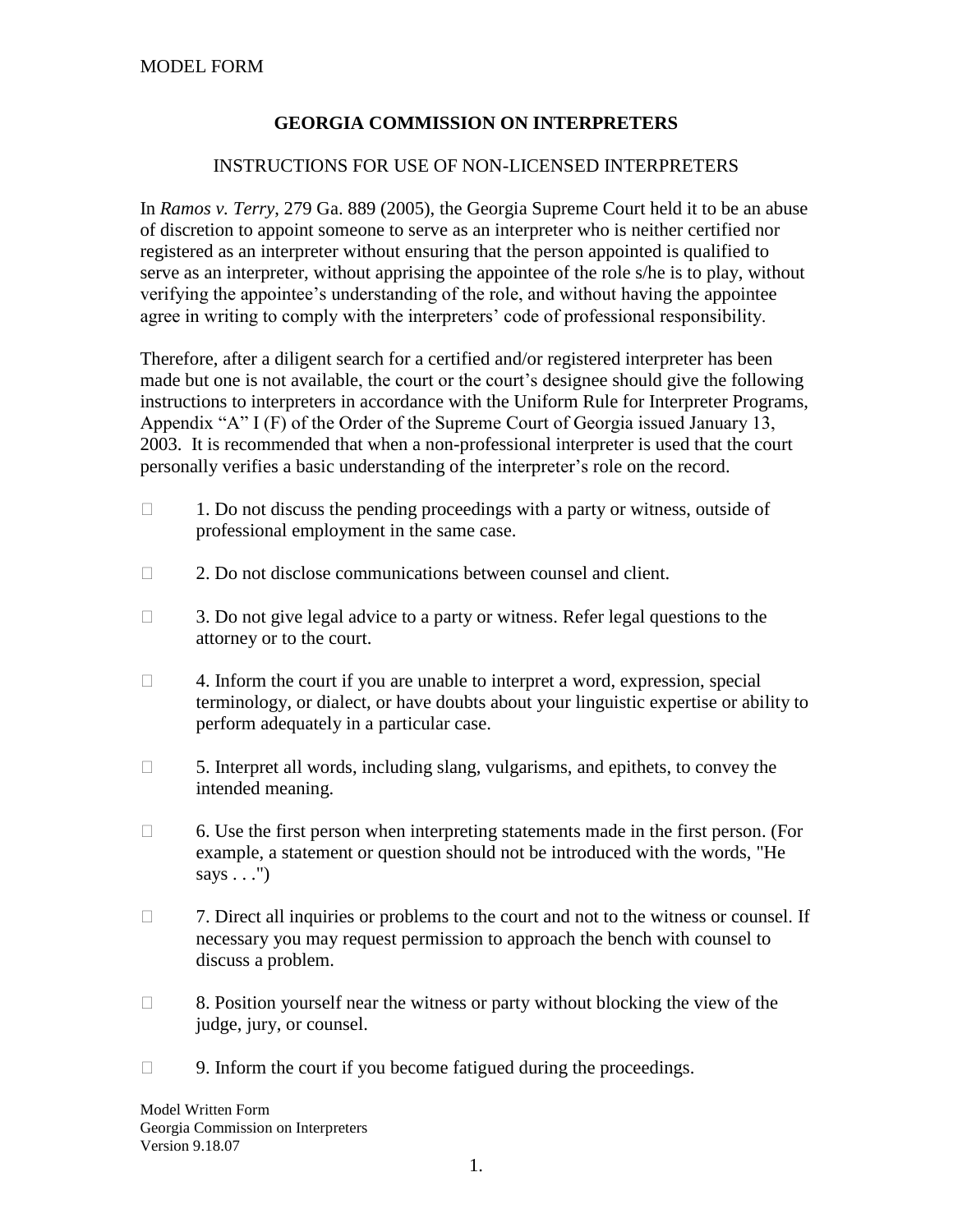MODEL FORM

## GEORGIA COMMISSION ON INTERPRETERS

### INSTRUCTIONS FOR USE OF NON-LICENSED INTERPRETERS

In *Ramos v. Terry*, 279 Ga. 889 (2005), the Georgia Supreme Court held it to be an abuse of discretion to appoint someone to serve as an interpreter who is neither certified nor registered as an interpreter without ensuring that the person appointed is qualified to serve as an interpreter, without apprising the appointee of the role s/he is to play, without verifying the appointee's understanding of the role, and without having the appointee agree in writing to comply with the interpreters' code of professional responsibility.

Therefore, after a diligent search for a certified and/or registered interpreter has been made but one is not available, the court or the court's designee should give the following instructions to interpreters in accordance with the Uniform Rule for Interpreter Programs, Appendix "A" I (F) of the Order of the Supreme Court of Georgia issued January 13, 2003. It is recommended that when a non-professional interpreter is used that the court personally verifies a basic understanding of the interpreter's role on the record.

- ☐ 1. Do not discuss the pending proceedings with a party or witness, outside of professional employment in the same case.
- ☐ 2. Do not disclose communications between counsel and client.
- ☐ 3. Do not give legal advice to a party or witness. Refer legal questions to the attorney or to the court.
- ☐ 4. Inform the court if you are unable to interpret a word, expression, special terminology, or dialect, or have doubts about your linguistic expertise or ability to perform adequately in a particular case.
- ☐ 5. Interpret all words, including slang, vulgarisms, and epithets, to convey the intended meaning.
- ☐ 6. Use the first person when interpreting statements made in the first person. (For example, a statement or question should not be introduced with the words, "He says . . .")
- ☐ 7. Direct all inquiries or problems to the court and not to the witness or counsel. If necessary you may request permission to approach the bench with counsel to discuss a problem.
- ☐ 8. Position yourself near the witness or party without blocking the view of the judge, jury, or counsel.
- ☐ 9. Inform the court if you become fatigued during the proceedings.

Model Written Form
Georgia Commission on Interpreters
Version 9.18.07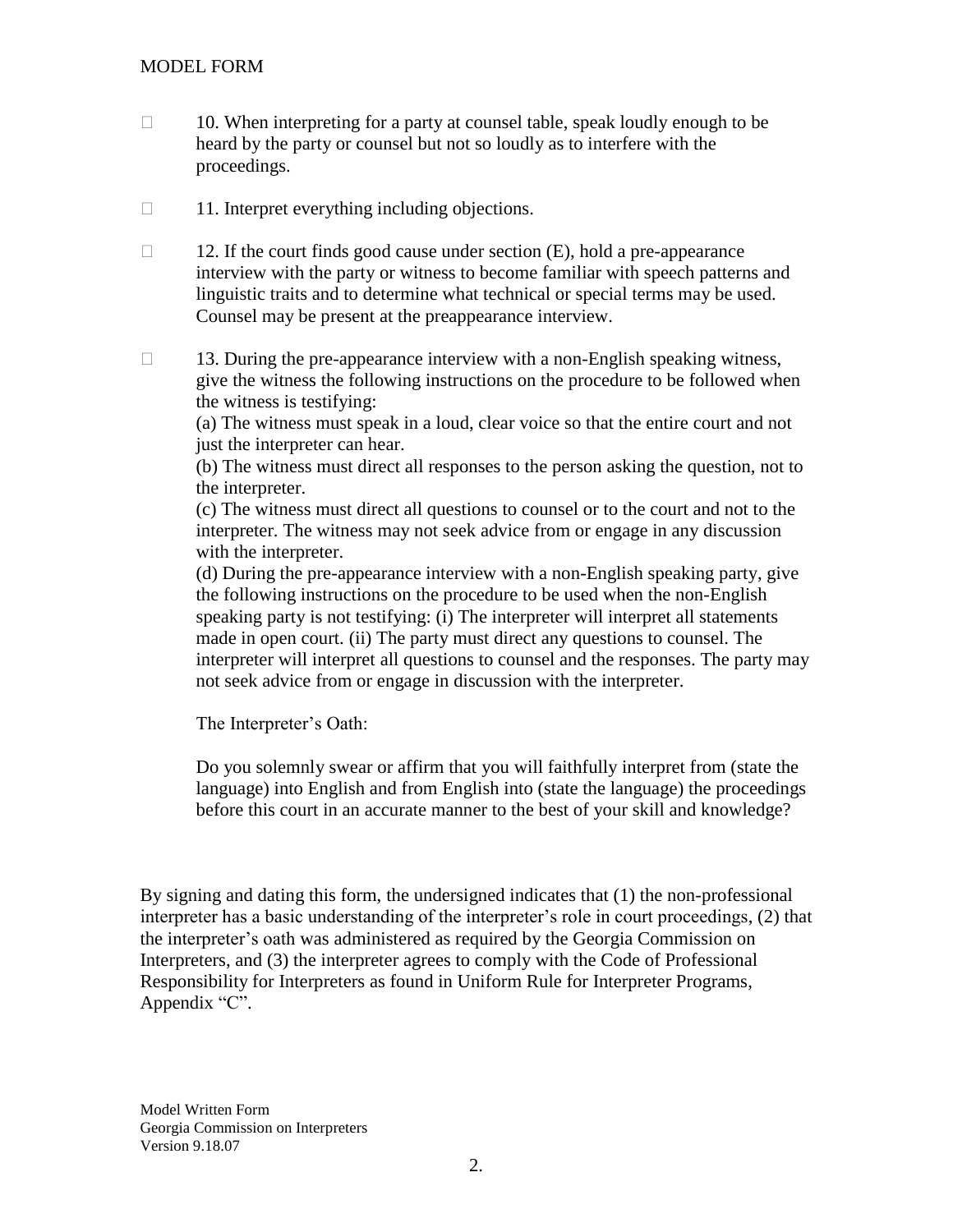- ☐ 10. When interpreting for a party at counsel table, speak loudly enough to be heard by the party or counsel but not so loudly as to interfere with the proceedings.

- ☐ 11. Interpret everything including objections.

- ☐ 12. If the court finds good cause under section (E), hold a pre-appearance interview with the party or witness to become familiar with speech patterns and linguistic traits and to determine what technical or special terms may be used. Counsel may be present at the preappearance interview.

- ☐ 13. During the pre-appearance interview with a non-English speaking witness, give the witness the following instructions on the procedure to be followed when the witness is testifying:

  (a) The witness must speak in a loud, clear voice so that the entire court and not just the interpreter can hear.

  (b) The witness must direct all responses to the person asking the question, not to the interpreter.

  (c) The witness must direct all questions to counsel or to the court and not to the interpreter. The witness may not seek advice from or engage in any discussion with the interpreter.

  (d) During the pre-appearance interview with a non-English speaking party, give the following instructions on the procedure to be used when the non-English speaking party is not testifying: (i) The interpreter will interpret all statements made in open court. (ii) The party must direct any questions to counsel. The interpreter will interpret all questions to counsel and the responses. The party may not seek advice from or engage in discussion with the interpreter.

The Interpreter's Oath:

Do you solemnly swear or affirm that you will faithfully interpret from (state the language) into English and from English into (state the language) the proceedings before this court in an accurate manner to the best of your skill and knowledge?

By signing and dating this form, the undersigned indicates that (1) the non-professional interpreter has a basic understanding of the interpreter's role in court proceedings, (2) that the interpreter's oath was administered as required by the Georgia Commission on Interpreters, and (3) the interpreter agrees to comply with the Code of Professional Responsibility for Interpreters as found in Uniform Rule for Interpreter Programs, Appendix "C".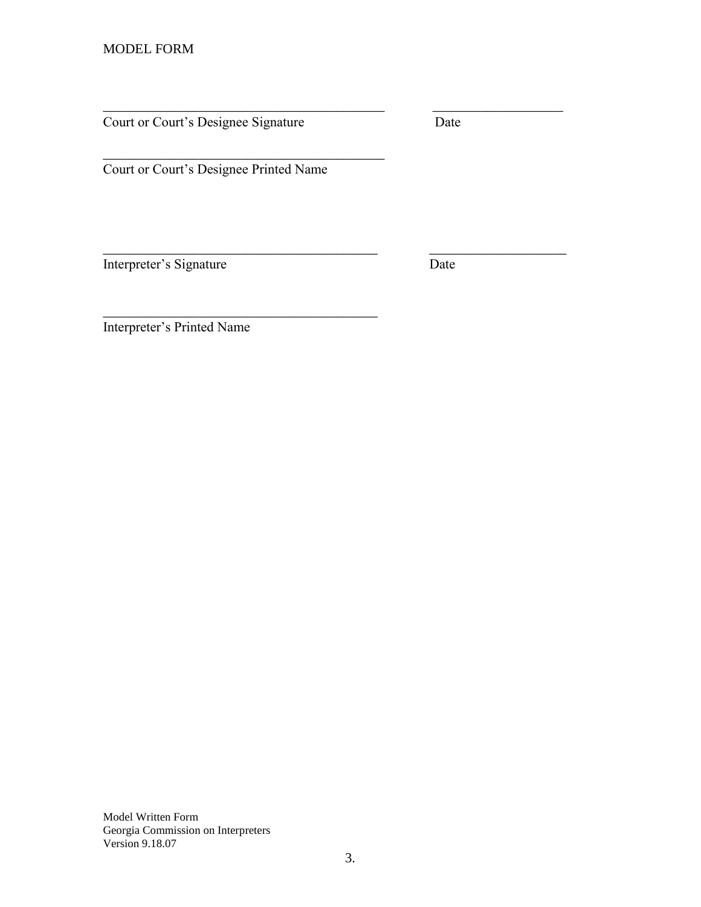MODEL FORM

\_\_\_\_\_\_\_\_\_\_\_\_\_\_\_\_\_\_\_\_\_\_\_\_\_\_\_\_\_\_\_\_\_\_\_\_\_\_\_\_ \_\_\_\_\_\_\_\_\_\_\_\_\_\_\_\_\_\_\_

Court or Court's Designee Signature Date

\_\_\_\_\_\_\_\_\_\_\_\_\_\_\_\_\_\_\_\_\_\_\_\_\_\_\_\_\_\_\_\_\_\_\_\_\_\_\_\_

Court or Court's Designee Printed Name

\_\_\_\_\_\_\_\_\_\_\_\_\_\_\_\_\_\_\_\_\_\_\_\_\_\_\_\_\_\_\_\_\_\_\_\_\_\_\_ \_\_\_\_\_\_\_\_\_\_\_\_\_\_\_\_\_\_\_\_

Interpreter's Signature Date

\_\_\_\_\_\_\_\_\_\_\_\_\_\_\_\_\_\_\_\_\_\_\_\_\_\_\_\_\_\_\_\_\_\_\_\_\_\_\_

Interpreter's Printed Name

Model Written Form
Georgia Commission on Interpreters
Version 9.18.07